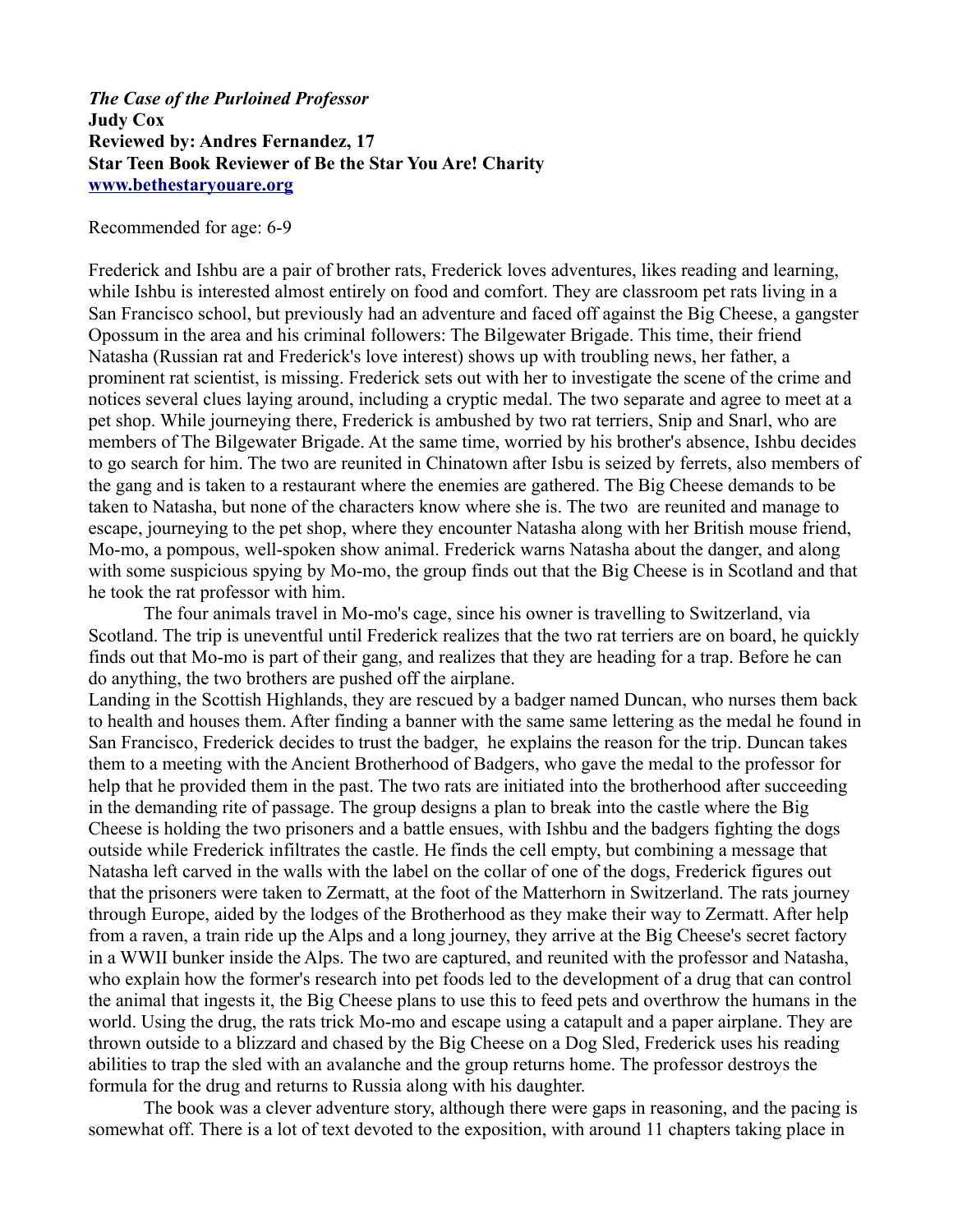***The Case of the Purloined Professor***
**Judy Cox**
**Reviewed by: Andres Fernandez, 17**
**Star Teen Book Reviewer of Be the Star You Are! Charity**
**www.bethestaryouare.org**

Recommended for age: 6-9

Frederick and Ishbu are a pair of brother rats, Frederick loves adventures, likes reading and learning, while Ishbu is interested almost entirely on food and comfort. They are classroom pet rats living in a San Francisco school, but previously had an adventure and faced off against the Big Cheese, a gangster Opossum in the area and his criminal followers: The Bilgewater Brigade. This time, their friend Natasha (Russian rat and Frederick's love interest) shows up with troubling news, her father, a prominent rat scientist, is missing. Frederick sets out with her to investigate the scene of the crime and notices several clues laying around, including a cryptic medal. The two separate and agree to meet at a pet shop. While journeying there, Frederick is ambushed by two rat terriers, Snip and Snarl, who are members of The Bilgewater Brigade. At the same time, worried by his brother's absence, Ishbu decides to go search for him. The two are reunited in Chinatown after Isbu is seized by ferrets, also members of the gang and is taken to a restaurant where the enemies are gathered. The Big Cheese demands to be taken to Natasha, but none of the characters know where she is. The two are reunited and manage to escape, journeying to the pet shop, where they encounter Natasha along with her British mouse friend, Mo-mo, a pompous, well-spoken show animal. Frederick warns Natasha about the danger, and along with some suspicious spying by Mo-mo, the group finds out that the Big Cheese is in Scotland and that he took the rat professor with him.

The four animals travel in Mo-mo's cage, since his owner is travelling to Switzerland, via Scotland. The trip is uneventful until Frederick realizes that the two rat terriers are on board, he quickly finds out that Mo-mo is part of their gang, and realizes that they are heading for a trap. Before he can do anything, the two brothers are pushed off the airplane.

Landing in the Scottish Highlands, they are rescued by a badger named Duncan, who nurses them back to health and houses them. After finding a banner with the same same lettering as the medal he found in San Francisco, Frederick decides to trust the badger, he explains the reason for the trip. Duncan takes them to a meeting with the Ancient Brotherhood of Badgers, who gave the medal to the professor for help that he provided them in the past. The two rats are initiated into the brotherhood after succeeding in the demanding rite of passage. The group designs a plan to break into the castle where the Big Cheese is holding the two prisoners and a battle ensues, with Ishbu and the badgers fighting the dogs outside while Frederick infiltrates the castle. He finds the cell empty, but combining a message that Natasha left carved in the walls with the label on the collar of one of the dogs, Frederick figures out that the prisoners were taken to Zermatt, at the foot of the Matterhorn in Switzerland. The rats journey through Europe, aided by the lodges of the Brotherhood as they make their way to Zermatt. After help from a raven, a train ride up the Alps and a long journey, they arrive at the Big Cheese's secret factory in a WWII bunker inside the Alps. The two are captured, and reunited with the professor and Natasha, who explain how the former's research into pet foods led to the development of a drug that can control the animal that ingests it, the Big Cheese plans to use this to feed pets and overthrow the humans in the world. Using the drug, the rats trick Mo-mo and escape using a catapult and a paper airplane. They are thrown outside to a blizzard and chased by the Big Cheese on a Dog Sled, Frederick uses his reading abilities to trap the sled with an avalanche and the group returns home. The professor destroys the formula for the drug and returns to Russia along with his daughter.

The book was a clever adventure story, although there were gaps in reasoning, and the pacing is somewhat off. There is a lot of text devoted to the exposition, with around 11 chapters taking place in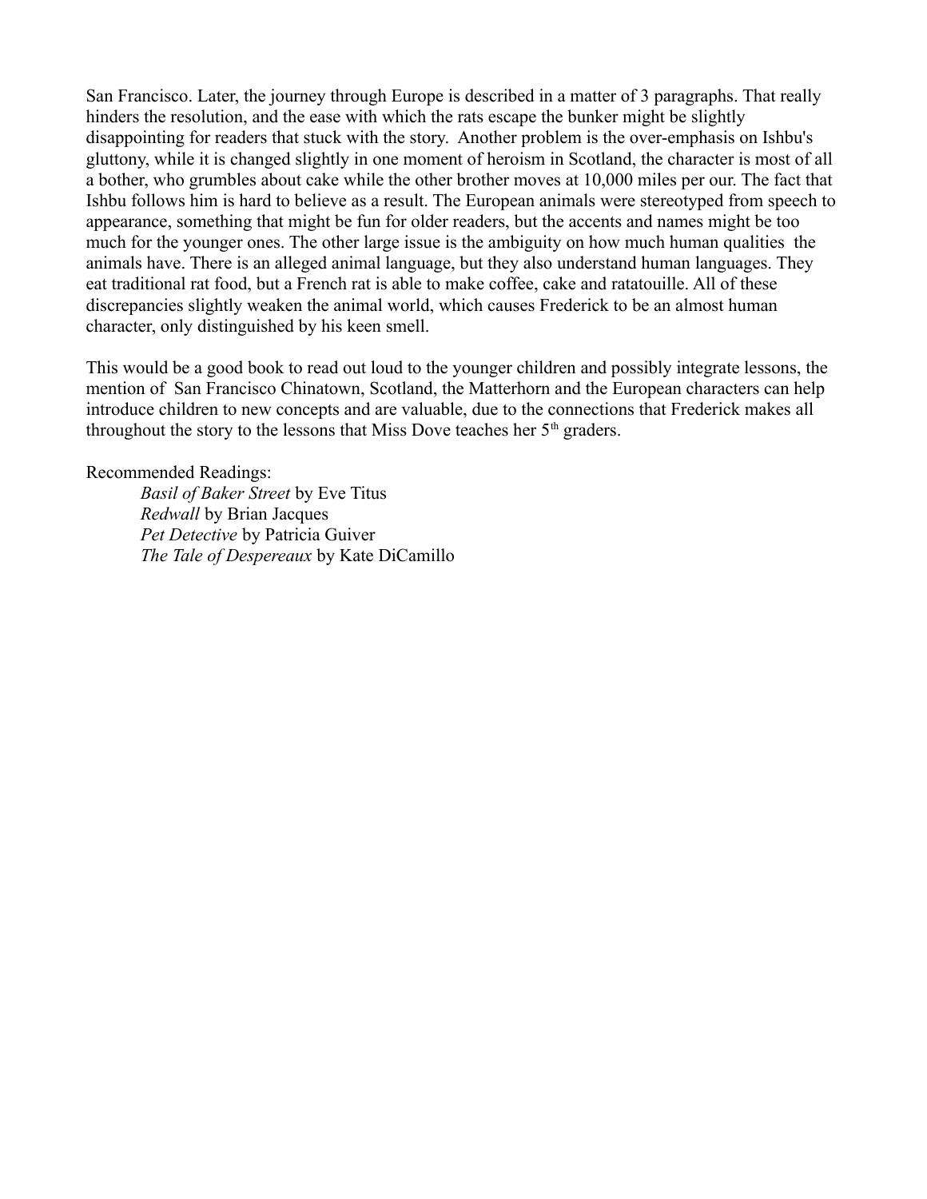San Francisco. Later, the journey through Europe is described in a matter of 3 paragraphs. That really hinders the resolution, and the ease with which the rats escape the bunker might be slightly disappointing for readers that stuck with the story. Another problem is the over-emphasis on Ishbu's gluttony, while it is changed slightly in one moment of heroism in Scotland, the character is most of all a bother, who grumbles about cake while the other brother moves at 10,000 miles per our. The fact that Ishbu follows him is hard to believe as a result. The European animals were stereotyped from speech to appearance, something that might be fun for older readers, but the accents and names might be too much for the younger ones. The other large issue is the ambiguity on how much human qualities the animals have. There is an alleged animal language, but they also understand human languages. They eat traditional rat food, but a French rat is able to make coffee, cake and ratatouille. All of these discrepancies slightly weaken the animal world, which causes Frederick to be an almost human character, only distinguished by his keen smell.

This would be a good book to read out loud to the younger children and possibly integrate lessons, the mention of San Francisco Chinatown, Scotland, the Matterhorn and the European characters can help introduce children to new concepts and are valuable, due to the connections that Frederick makes all throughout the story to the lessons that Miss Dove teaches her 5th graders.

Recommended Readings:

*Basil of Baker Street* by Eve Titus
*Redwall* by Brian Jacques
*Pet Detective* by Patricia Guiver
*The Tale of Despereaux* by Kate DiCamillo